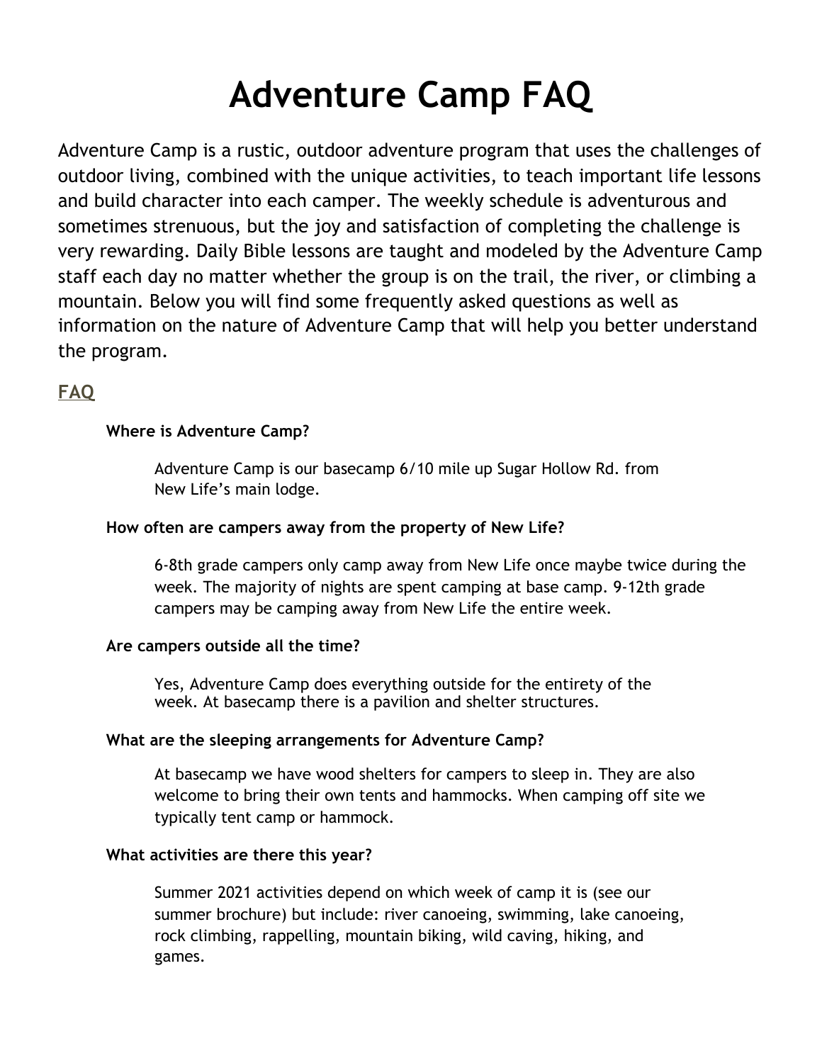# Adventure Camp FAQ

Adventure Camp is a rustic, outdoor adventure program that uses the challenges of outdoor living, combined with the unique activities, to teach important life lessons and build character into each camper. The weekly schedule is adventurous and sometimes strenuous, but the joy and satisfaction of completing the challenge is very rewarding. Daily Bible lessons are taught and modeled by the Adventure Camp staff each day no matter whether the group is on the trail, the river, or climbing a mountain. Below you will find some frequently asked questions as well as information on the nature of Adventure Camp that will help you better understand the program.

## FAQ

**Where is Adventure Camp?**

Adventure Camp is our basecamp 6/10 mile up Sugar Hollow Rd. from New Life's main lodge.

**How often are campers away from the property of New Life?**

6-8th grade campers only camp away from New Life once maybe twice during the week. The majority of nights are spent camping at base camp. 9-12th grade campers may be camping away from New Life the entire week.

**Are campers outside all the time?**

Yes, Adventure Camp does everything outside for the entirety of the week. At basecamp there is a pavilion and shelter structures.

**What are the sleeping arrangements for Adventure Camp?**

At basecamp we have wood shelters for campers to sleep in. They are also welcome to bring their own tents and hammocks. When camping off site we typically tent camp or hammock.

**What activities are there this year?**

Summer 2021 activities depend on which week of camp it is (see our summer brochure) but include: river canoeing, swimming, lake canoeing, rock climbing, rappelling, mountain biking, wild caving, hiking, and games.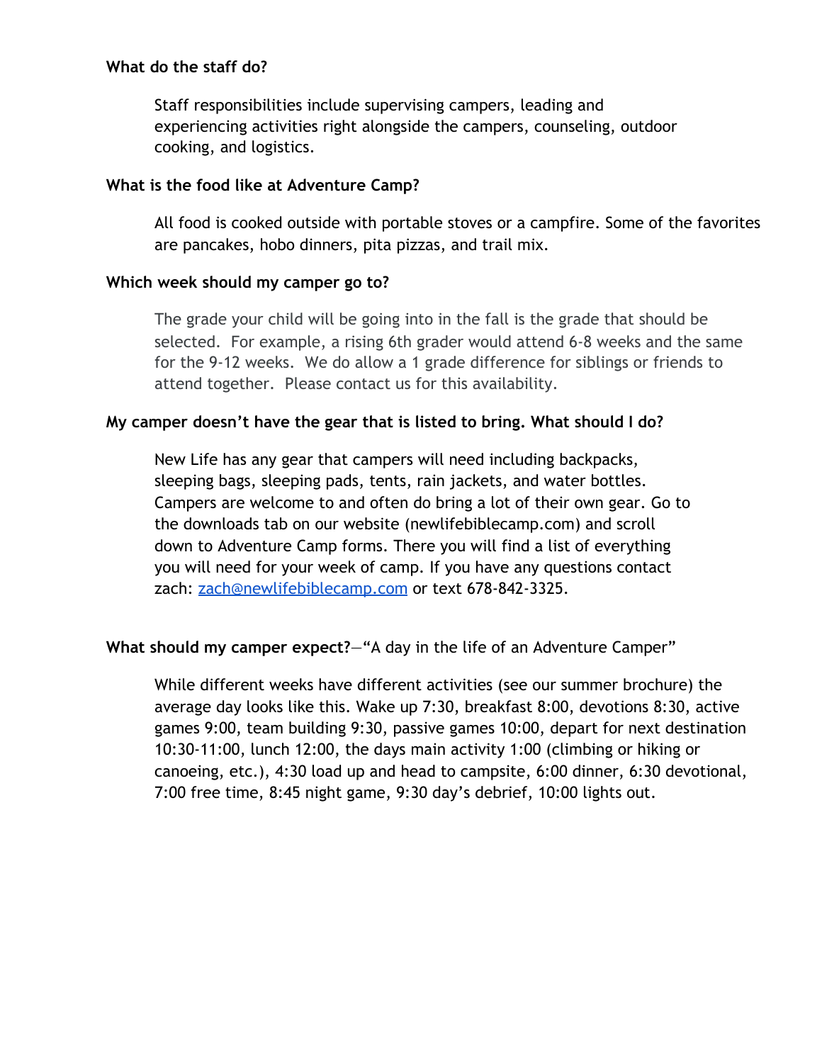**What do the staff do?**

Staff responsibilities include supervising campers, leading and experiencing activities right alongside the campers, counseling, outdoor cooking, and logistics.

**What is the food like at Adventure Camp?**

All food is cooked outside with portable stoves or a campfire. Some of the favorites are pancakes, hobo dinners, pita pizzas, and trail mix.

**Which week should my camper go to?**

The grade your child will be going into in the fall is the grade that should be selected. For example, a rising 6th grader would attend 6-8 weeks and the same for the 9-12 weeks. We do allow a 1 grade difference for siblings or friends to attend together. Please contact us for this availability.

**My camper doesn't have the gear that is listed to bring. What should I do?**

New Life has any gear that campers will need including backpacks, sleeping bags, sleeping pads, tents, rain jackets, and water bottles. Campers are welcome to and often do bring a lot of their own gear. Go to the downloads tab on our website (newlifebiblecamp.com) and scroll down to Adventure Camp forms. There you will find a list of everything you will need for your week of camp. If you have any questions contact zach: [zach@newlifebiblecamp.com](mailto:zach@newlifebiblecamp.com) or text 678-842-3325.

**What should my camper expect?**—"A day in the life of an Adventure Camper"

While different weeks have different activities (see our summer brochure) the average day looks like this. Wake up 7:30, breakfast 8:00, devotions 8:30, active games 9:00, team building 9:30, passive games 10:00, depart for next destination 10:30-11:00, lunch 12:00, the days main activity 1:00 (climbing or hiking or canoeing, etc.), 4:30 load up and head to campsite, 6:00 dinner, 6:30 devotional, 7:00 free time, 8:45 night game, 9:30 day's debrief, 10:00 lights out.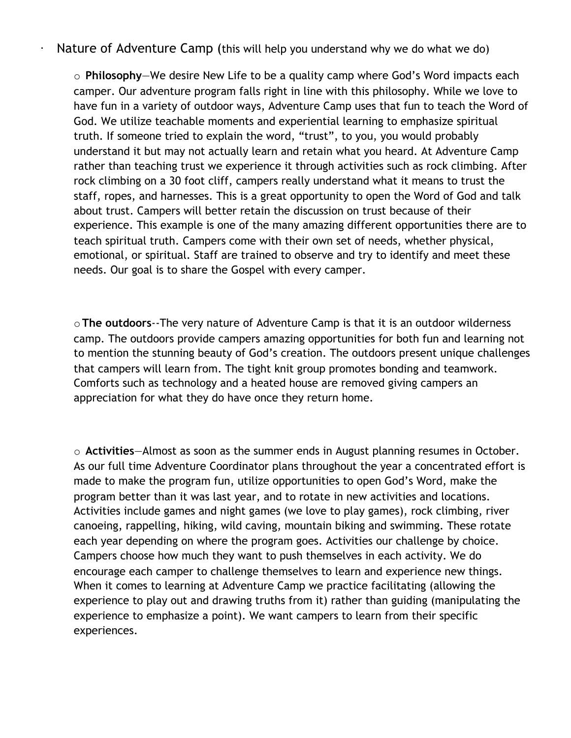- Nature of Adventure Camp (this will help you understand why we do what we do)

  - **Philosophy**—We desire New Life to be a quality camp where God's Word impacts each camper. Our adventure program falls right in line with this philosophy. While we love to have fun in a variety of outdoor ways, Adventure Camp uses that fun to teach the Word of God. We utilize teachable moments and experiential learning to emphasize spiritual truth. If someone tried to explain the word, "trust", to you, you would probably understand it but may not actually learn and retain what you heard. At Adventure Camp rather than teaching trust we experience it through activities such as rock climbing. After rock climbing on a 30 foot cliff, campers really understand what it means to trust the staff, ropes, and harnesses. This is a great opportunity to open the Word of God and talk about trust. Campers will better retain the discussion on trust because of their experience. This example is one of the many amazing different opportunities there are to teach spiritual truth. Campers come with their own set of needs, whether physical, emotional, or spiritual. Staff are trained to observe and try to identify and meet these needs. Our goal is to share the Gospel with every camper.

  - **The outdoors**--The very nature of Adventure Camp is that it is an outdoor wilderness camp. The outdoors provide campers amazing opportunities for both fun and learning not to mention the stunning beauty of God's creation. The outdoors present unique challenges that campers will learn from. The tight knit group promotes bonding and teamwork. Comforts such as technology and a heated house are removed giving campers an appreciation for what they do have once they return home.

  - **Activities**—Almost as soon as the summer ends in August planning resumes in October. As our full time Adventure Coordinator plans throughout the year a concentrated effort is made to make the program fun, utilize opportunities to open God's Word, make the program better than it was last year, and to rotate in new activities and locations. Activities include games and night games (we love to play games), rock climbing, river canoeing, rappelling, hiking, wild caving, mountain biking and swimming. These rotate each year depending on where the program goes. Activities our challenge by choice. Campers choose how much they want to push themselves in each activity. We do encourage each camper to challenge themselves to learn and experience new things. When it comes to learning at Adventure Camp we practice facilitating (allowing the experience to play out and drawing truths from it) rather than guiding (manipulating the experience to emphasize a point). We want campers to learn from their specific experiences.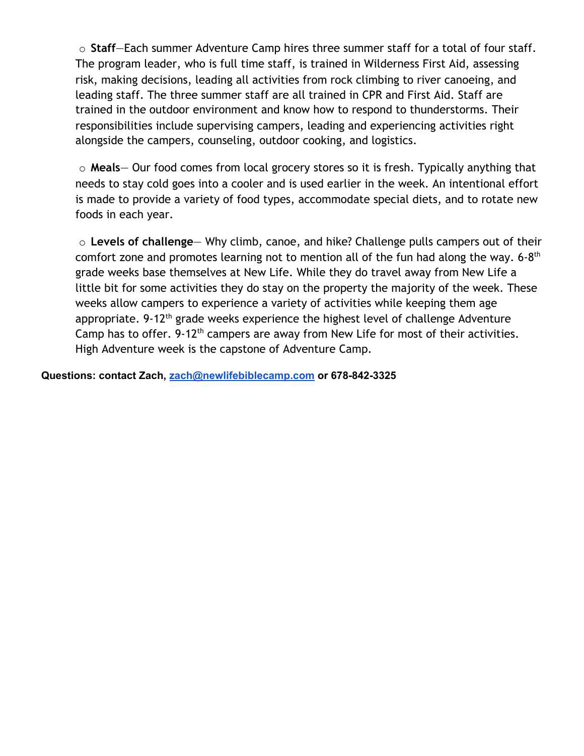- **Staff**—Each summer Adventure Camp hires three summer staff for a total of four staff. The program leader, who is full time staff, is trained in Wilderness First Aid, assessing risk, making decisions, leading all activities from rock climbing to river canoeing, and leading staff. The three summer staff are all trained in CPR and First Aid. Staff are trained in the outdoor environment and know how to respond to thunderstorms. Their responsibilities include supervising campers, leading and experiencing activities right alongside the campers, counseling, outdoor cooking, and logistics.

- **Meals**— Our food comes from local grocery stores so it is fresh. Typically anything that needs to stay cold goes into a cooler and is used earlier in the week. An intentional effort is made to provide a variety of food types, accommodate special diets, and to rotate new foods in each year.

- **Levels of challenge**— Why climb, canoe, and hike? Challenge pulls campers out of their comfort zone and promotes learning not to mention all of the fun had along the way. 6-8th grade weeks base themselves at New Life. While they do travel away from New Life a little bit for some activities they do stay on the property the majority of the week. These weeks allow campers to experience a variety of activities while keeping them age appropriate. 9-12th grade weeks experience the highest level of challenge Adventure Camp has to offer. 9-12th campers are away from New Life for most of their activities. High Adventure week is the capstone of Adventure Camp.

**Questions: contact Zach, [zach@newlifebiblecamp.com](mailto:zach@newlifebiblecamp.com) or 678-842-3325**